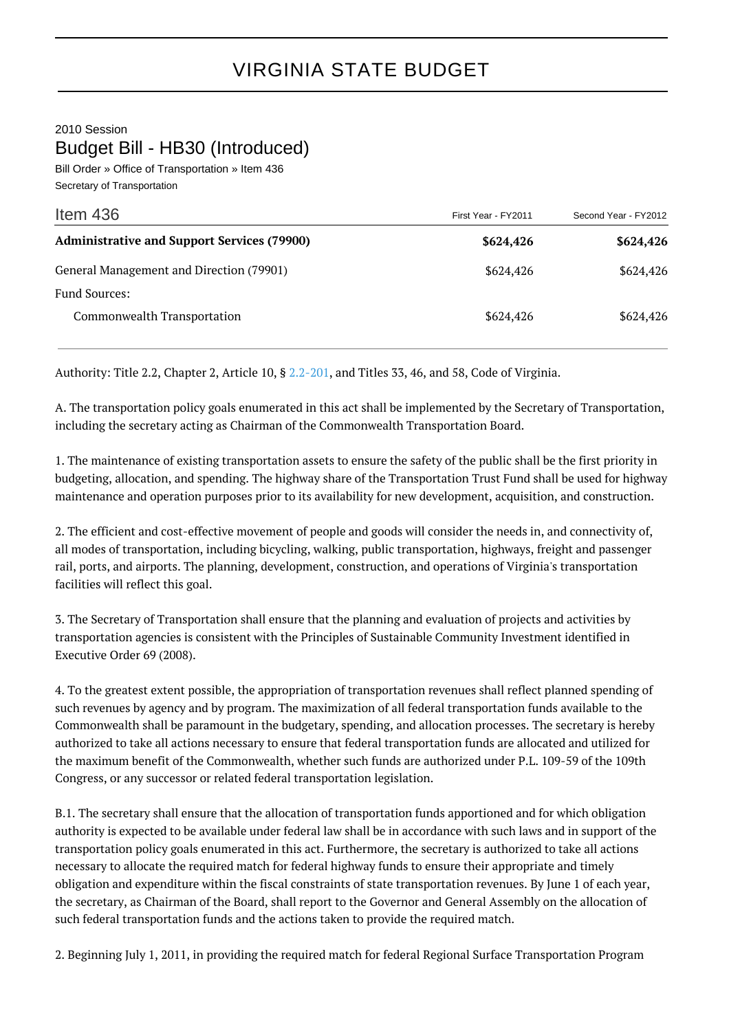# VIRGINIA STATE BUDGET

2010 Session

## Budget Bill - HB30 (Introduced)

Bill Order » Office of Transportation » Item 436

Secretary of Transportation

| Item 436 | First Year - FY2011 | Second Year - FY2012 |
|---|---|---|
| **Administrative and Support Services (79900)** | **$624,426** | **$624,426** |
| General Management and Direction (79901) | $624,426 | $624,426 |
| Fund Sources: | | |
| Commonwealth Transportation | $624,426 | $624,426 |

Authority: Title 2.2, Chapter 2, Article 10, § 2.2-201, and Titles 33, 46, and 58, Code of Virginia.

A. The transportation policy goals enumerated in this act shall be implemented by the Secretary of Transportation, including the secretary acting as Chairman of the Commonwealth Transportation Board.

1. The maintenance of existing transportation assets to ensure the safety of the public shall be the first priority in budgeting, allocation, and spending. The highway share of the Transportation Trust Fund shall be used for highway maintenance and operation purposes prior to its availability for new development, acquisition, and construction.

2. The efficient and cost-effective movement of people and goods will consider the needs in, and connectivity of, all modes of transportation, including bicycling, walking, public transportation, highways, freight and passenger rail, ports, and airports. The planning, development, construction, and operations of Virginia's transportation facilities will reflect this goal.

3. The Secretary of Transportation shall ensure that the planning and evaluation of projects and activities by transportation agencies is consistent with the Principles of Sustainable Community Investment identified in Executive Order 69 (2008).

4. To the greatest extent possible, the appropriation of transportation revenues shall reflect planned spending of such revenues by agency and by program. The maximization of all federal transportation funds available to the Commonwealth shall be paramount in the budgetary, spending, and allocation processes. The secretary is hereby authorized to take all actions necessary to ensure that federal transportation funds are allocated and utilized for the maximum benefit of the Commonwealth, whether such funds are authorized under P.L. 109-59 of the 109th Congress, or any successor or related federal transportation legislation.

B.1. The secretary shall ensure that the allocation of transportation funds apportioned and for which obligation authority is expected to be available under federal law shall be in accordance with such laws and in support of the transportation policy goals enumerated in this act. Furthermore, the secretary is authorized to take all actions necessary to allocate the required match for federal highway funds to ensure their appropriate and timely obligation and expenditure within the fiscal constraints of state transportation revenues. By June 1 of each year, the secretary, as Chairman of the Board, shall report to the Governor and General Assembly on the allocation of such federal transportation funds and the actions taken to provide the required match.

2. Beginning July 1, 2011, in providing the required match for federal Regional Surface Transportation Program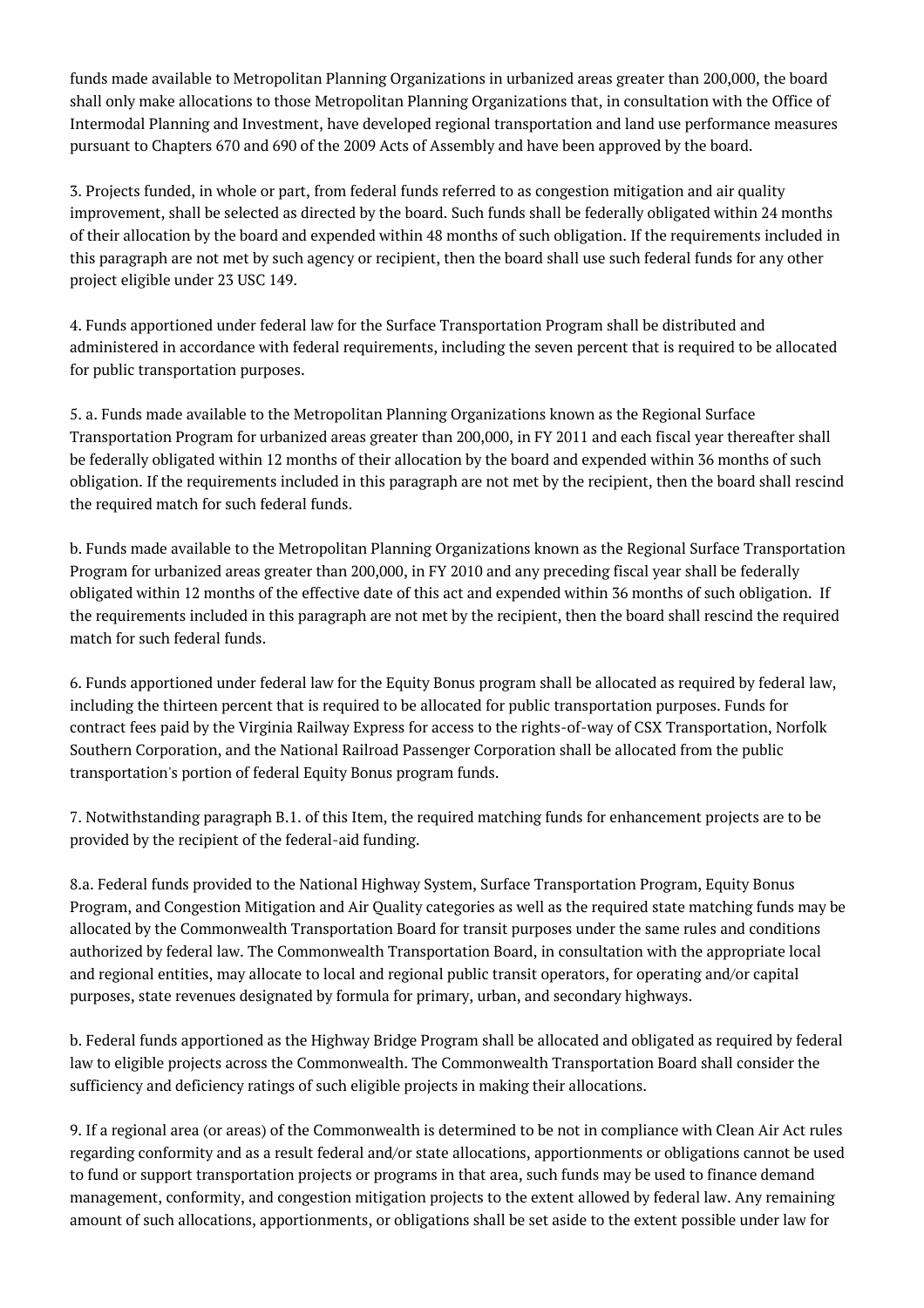funds made available to Metropolitan Planning Organizations in urbanized areas greater than 200,000, the board shall only make allocations to those Metropolitan Planning Organizations that, in consultation with the Office of Intermodal Planning and Investment, have developed regional transportation and land use performance measures pursuant to Chapters 670 and 690 of the 2009 Acts of Assembly and have been approved by the board.

3. Projects funded, in whole or part, from federal funds referred to as congestion mitigation and air quality improvement, shall be selected as directed by the board. Such funds shall be federally obligated within 24 months of their allocation by the board and expended within 48 months of such obligation. If the requirements included in this paragraph are not met by such agency or recipient, then the board shall use such federal funds for any other project eligible under 23 USC 149.

4. Funds apportioned under federal law for the Surface Transportation Program shall be distributed and administered in accordance with federal requirements, including the seven percent that is required to be allocated for public transportation purposes.

5. a. Funds made available to the Metropolitan Planning Organizations known as the Regional Surface Transportation Program for urbanized areas greater than 200,000, in FY 2011 and each fiscal year thereafter shall be federally obligated within 12 months of their allocation by the board and expended within 36 months of such obligation. If the requirements included in this paragraph are not met by the recipient, then the board shall rescind the required match for such federal funds.

b. Funds made available to the Metropolitan Planning Organizations known as the Regional Surface Transportation Program for urbanized areas greater than 200,000, in FY 2010 and any preceding fiscal year shall be federally obligated within 12 months of the effective date of this act and expended within 36 months of such obligation. If the requirements included in this paragraph are not met by the recipient, then the board shall rescind the required match for such federal funds.

6. Funds apportioned under federal law for the Equity Bonus program shall be allocated as required by federal law, including the thirteen percent that is required to be allocated for public transportation purposes. Funds for contract fees paid by the Virginia Railway Express for access to the rights-of-way of CSX Transportation, Norfolk Southern Corporation, and the National Railroad Passenger Corporation shall be allocated from the public transportation's portion of federal Equity Bonus program funds.

7. Notwithstanding paragraph B.1. of this Item, the required matching funds for enhancement projects are to be provided by the recipient of the federal-aid funding.

8.a. Federal funds provided to the National Highway System, Surface Transportation Program, Equity Bonus Program, and Congestion Mitigation and Air Quality categories as well as the required state matching funds may be allocated by the Commonwealth Transportation Board for transit purposes under the same rules and conditions authorized by federal law. The Commonwealth Transportation Board, in consultation with the appropriate local and regional entities, may allocate to local and regional public transit operators, for operating and/or capital purposes, state revenues designated by formula for primary, urban, and secondary highways.

b. Federal funds apportioned as the Highway Bridge Program shall be allocated and obligated as required by federal law to eligible projects across the Commonwealth. The Commonwealth Transportation Board shall consider the sufficiency and deficiency ratings of such eligible projects in making their allocations.

9. If a regional area (or areas) of the Commonwealth is determined to be not in compliance with Clean Air Act rules regarding conformity and as a result federal and/or state allocations, apportionments or obligations cannot be used to fund or support transportation projects or programs in that area, such funds may be used to finance demand management, conformity, and congestion mitigation projects to the extent allowed by federal law. Any remaining amount of such allocations, apportionments, or obligations shall be set aside to the extent possible under law for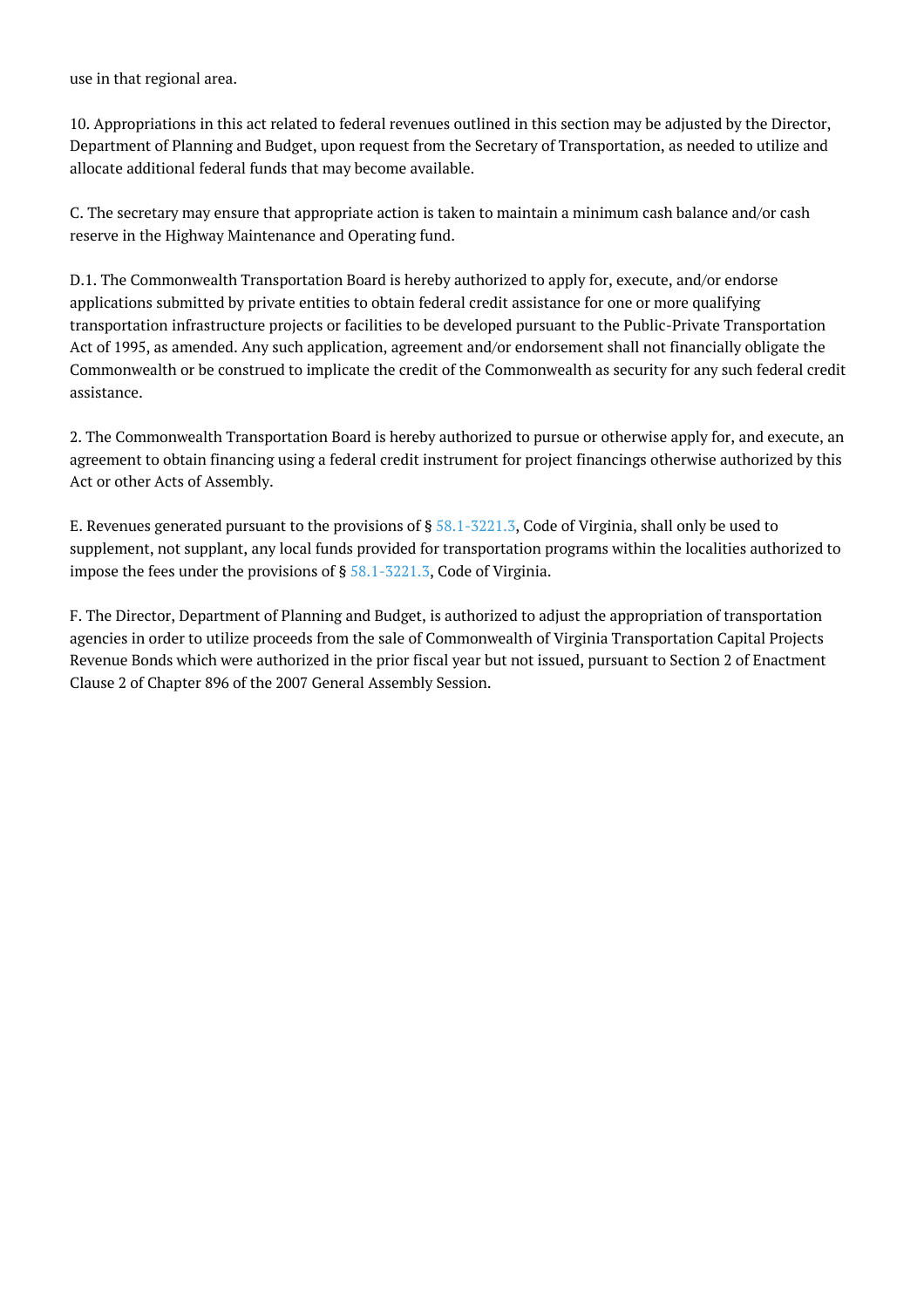use in that regional area.

10. Appropriations in this act related to federal revenues outlined in this section may be adjusted by the Director, Department of Planning and Budget, upon request from the Secretary of Transportation, as needed to utilize and allocate additional federal funds that may become available.

C. The secretary may ensure that appropriate action is taken to maintain a minimum cash balance and/or cash reserve in the Highway Maintenance and Operating fund.

D.1. The Commonwealth Transportation Board is hereby authorized to apply for, execute, and/or endorse applications submitted by private entities to obtain federal credit assistance for one or more qualifying transportation infrastructure projects or facilities to be developed pursuant to the Public-Private Transportation Act of 1995, as amended. Any such application, agreement and/or endorsement shall not financially obligate the Commonwealth or be construed to implicate the credit of the Commonwealth as security for any such federal credit assistance.

2. The Commonwealth Transportation Board is hereby authorized to pursue or otherwise apply for, and execute, an agreement to obtain financing using a federal credit instrument for project financings otherwise authorized by this Act or other Acts of Assembly.

E. Revenues generated pursuant to the provisions of § 58.1-3221.3, Code of Virginia, shall only be used to supplement, not supplant, any local funds provided for transportation programs within the localities authorized to impose the fees under the provisions of § 58.1-3221.3, Code of Virginia.

F. The Director, Department of Planning and Budget, is authorized to adjust the appropriation of transportation agencies in order to utilize proceeds from the sale of Commonwealth of Virginia Transportation Capital Projects Revenue Bonds which were authorized in the prior fiscal year but not issued, pursuant to Section 2 of Enactment Clause 2 of Chapter 896 of the 2007 General Assembly Session.